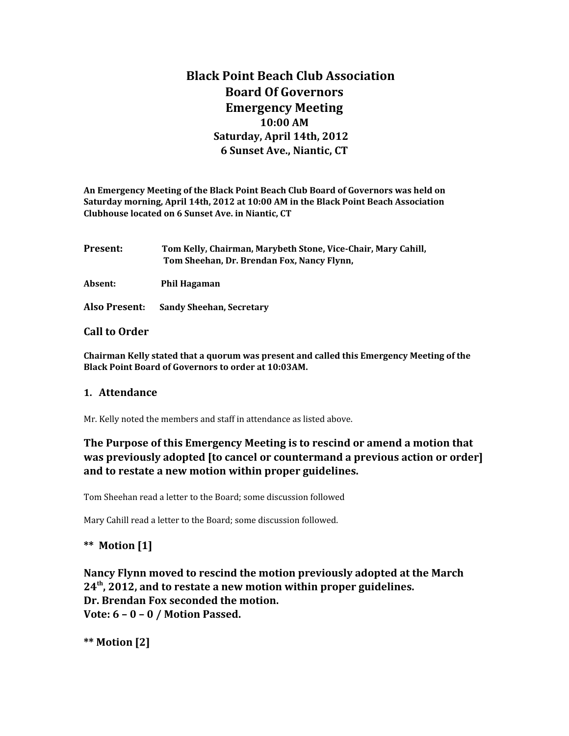# Black Point Beach Club Association
# Board Of Governors
# Emergency Meeting

**10:00 AM**
**Saturday, April 14th, 2012**
**6 Sunset Ave., Niantic, CT**

**An Emergency Meeting of the Black Point Beach Club Board of Governors was held on Saturday morning, April 14th, 2012 at 10:00 AM in the Black Point Beach Association Clubhouse located on 6 Sunset Ave. in Niantic, CT**

**Present:** Tom Kelly, Chairman, Marybeth Stone, Vice-Chair, Mary Cahill, Tom Sheehan, Dr. Brendan Fox, Nancy Flynn,

**Absent:** Phil Hagaman

**Also Present:** Sandy Sheehan, Secretary

## Call to Order

**Chairman Kelly stated that a quorum was present and called this Emergency Meeting of the Black Point Board of Governors to order at 10:03AM.**

## 1. Attendance

Mr. Kelly noted the members and staff in attendance as listed above.

## The Purpose of this Emergency Meeting is to rescind or amend a motion that was previously adopted [to cancel or countermand a previous action or order] and to restate a new motion within proper guidelines.

Tom Sheehan read a letter to the Board; some discussion followed

Mary Cahill read a letter to the Board; some discussion followed.

## ** Motion [1]

**Nancy Flynn moved to rescind the motion previously adopted at the March 24th, 2012, and to restate a new motion within proper guidelines.**
**Dr. Brendan Fox seconded the motion.**
**Vote: 6 – 0 – 0 / Motion Passed.**

## ** Motion [2]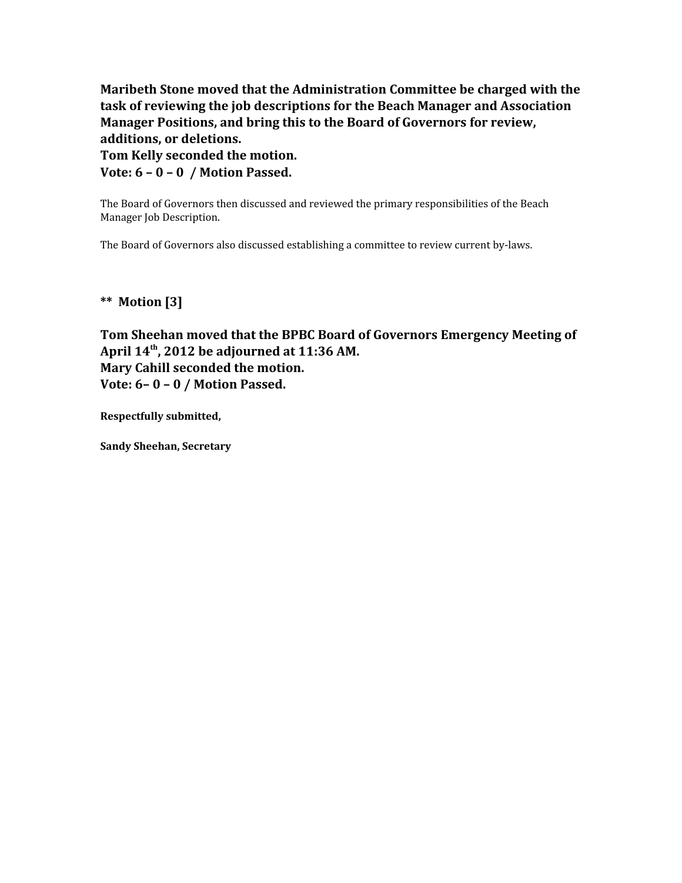**Maribeth Stone moved that the Administration Committee be charged with the task of reviewing the job descriptions for the Beach Manager and Association Manager Positions, and bring this to the Board of Governors for review, additions, or deletions.**
**Tom Kelly seconded the motion.**
**Vote: 6 – 0 – 0 / Motion Passed.**

The Board of Governors then discussed and reviewed the primary responsibilities of the Beach Manager Job Description.

The Board of Governors also discussed establishing a committee to review current by-laws.

**\*\* Motion [3]**

**Tom Sheehan moved that the BPBC Board of Governors Emergency Meeting of April 14th, 2012 be adjourned at 11:36 AM.**
**Mary Cahill seconded the motion.**
**Vote: 6– 0 – 0 / Motion Passed.**

**Respectfully submitted,**

**Sandy Sheehan, Secretary**